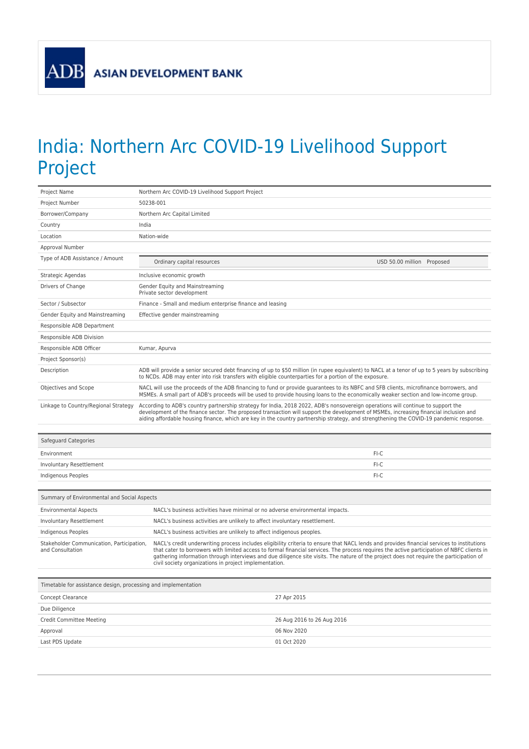ASIAN DEVELOPMENT BANK

# India: Northern Arc COVID-19 Livelihood Support Project

| | |
|---|---|
| Project Name | Northern Arc COVID-19 Livelihood Support Project |
| Project Number | 50238-001 |
| Borrower/Company | Northern Arc Capital Limited |
| Country | India |
| Location | Nation-wide |
| Approval Number | |
| Type of ADB Assistance / Amount | Ordinary capital resources — USD 50.00 million Proposed |
| Strategic Agendas | Inclusive economic growth |
| Drivers of Change | Gender Equity and Mainstreaming<br>Private sector development |
| Sector / Subsector | Finance - Small and medium enterprise finance and leasing |
| Gender Equity and Mainstreaming | Effective gender mainstreaming |
| Responsible ADB Department | |
| Responsible ADB Division | |
| Responsible ADB Officer | Kumar, Apurva |
| Project Sponsor(s) | |
| Description | ADB will provide a senior secured debt financing of up to $50 million (in rupee equivalent) to NACL at a tenor of up to 5 years by subscribing to NCDs. ADB may enter into risk transfers with eligible counterparties for a portion of the exposure. |
| Objectives and Scope | NACL will use the proceeds of the ADB financing to fund or provide guarantees to its NBFC and SFB clients, microfinance borrowers, and MSMEs. A small part of ADB's proceeds will be used to provide housing loans to the economically weaker section and low-income group. |
| Linkage to Country/Regional Strategy | According to ADB's country partnership strategy for India, 2018 2022, ADB's nonsovereign operations will continue to support the development of the finance sector. The proposed transaction will support the development of MSMEs, increasing financial inclusion and aiding affordable housing finance, which are key in the country partnership strategy, and strengthening the COVID-19 pandemic response. |

| Safeguard Categories | |
|---|---|
| Environment | FI-C |
| Involuntary Resettlement | FI-C |
| Indigenous Peoples | FI-C |

| Summary of Environmental and Social Aspects | |
|---|---|
| Environmental Aspects | NACL's business activities have minimal or no adverse environmental impacts. |
| Involuntary Resettlement | NACL's business activities are unlikely to affect involuntary resettlement. |
| Indigenous Peoples | NACL's business activities are unlikely to affect indigenous peoples. |
| Stakeholder Communication, Participation, and Consultation | NACL's credit underwriting process includes eligibility criteria to ensure that NACL lends and provides financial services to institutions that cater to borrowers with limited access to formal financial services. The process requires the active participation of NBFC clients in gathering information through interviews and due diligence site visits. The nature of the project does not require the participation of civil society organizations in project implementation. |

| Timetable for assistance design, processing and implementation | |
|---|---|
| Concept Clearance | 27 Apr 2015 |
| Due Diligence | |
| Credit Committee Meeting | 26 Aug 2016 to 26 Aug 2016 |
| Approval | 06 Nov 2020 |
| Last PDS Update | 01 Oct 2020 |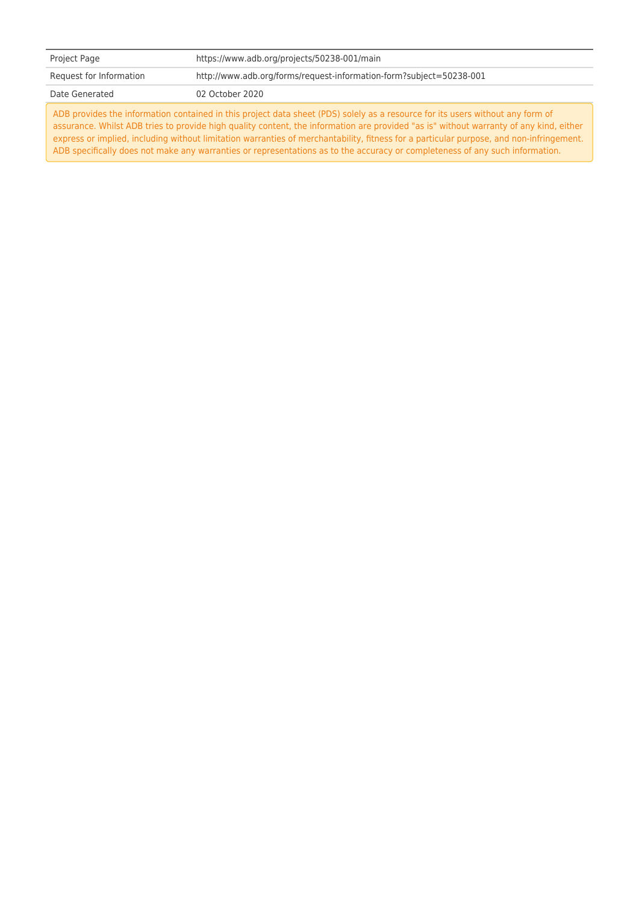| | |
|---|---|
| Project Page | https://www.adb.org/projects/50238-001/main |
| Request for Information | http://www.adb.org/forms/request-information-form?subject=50238-001 |
| Date Generated | 02 October 2020 |

ADB provides the information contained in this project data sheet (PDS) solely as a resource for its users without any form of assurance. Whilst ADB tries to provide high quality content, the information are provided "as is" without warranty of any kind, either express or implied, including without limitation warranties of merchantability, fitness for a particular purpose, and non-infringement. ADB specifically does not make any warranties or representations as to the accuracy or completeness of any such information.